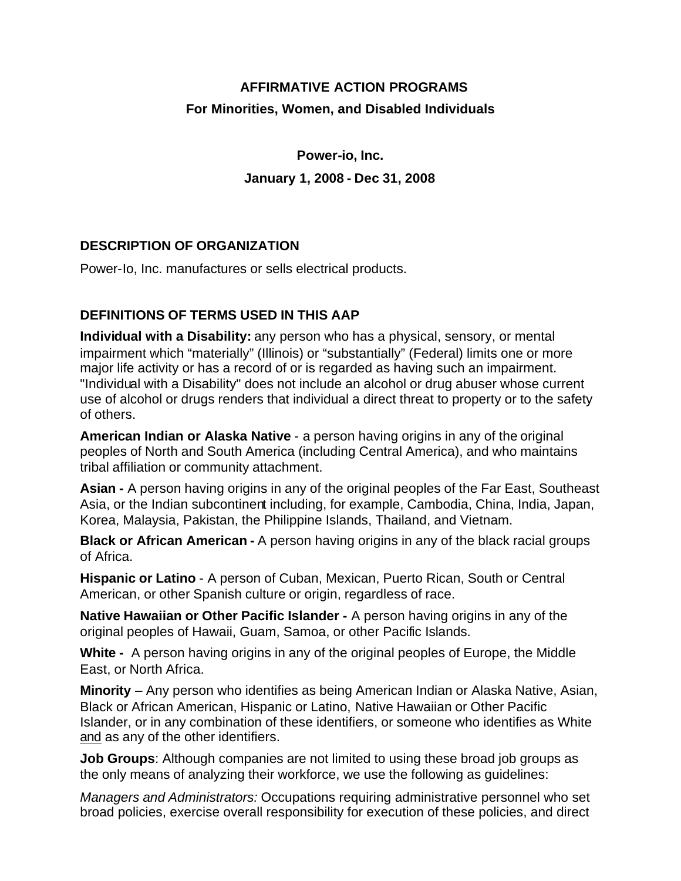**AFFIRMATIVE ACTION PROGRAMS**

**For Minorities, Women, and Disabled Individuals**

**Power-io, Inc.**

**January 1, 2008 - Dec 31, 2008**

## DESCRIPTION OF ORGANIZATION

Power-Io, Inc. manufactures or sells electrical products.

## DEFINITIONS OF TERMS USED IN THIS AAP

**Individual with a Disability:** any person who has a physical, sensory, or mental impairment which "materially" (Illinois) or "substantially" (Federal) limits one or more major life activity or has a record of or is regarded as having such an impairment. "Individual with a Disability" does not include an alcohol or drug abuser whose current use of alcohol or drugs renders that individual a direct threat to property or to the safety of others.

**American Indian or Alaska Native** - a person having origins in any of the original peoples of North and South America (including Central America), and who maintains tribal affiliation or community attachment.

**Asian -** A person having origins in any of the original peoples of the Far East, Southeast Asia, or the Indian subcontinent including, for example, Cambodia, China, India, Japan, Korea, Malaysia, Pakistan, the Philippine Islands, Thailand, and Vietnam.

**Black or African American -** A person having origins in any of the black racial groups of Africa.

**Hispanic or Latino** - A person of Cuban, Mexican, Puerto Rican, South or Central American, or other Spanish culture or origin, regardless of race.

**Native Hawaiian or Other Pacific Islander -** A person having origins in any of the original peoples of Hawaii, Guam, Samoa, or other Pacific Islands.

**White -** A person having origins in any of the original peoples of Europe, the Middle East, or North Africa.

**Minority** – Any person who identifies as being American Indian or Alaska Native, Asian, Black or African American, Hispanic or Latino, Native Hawaiian or Other Pacific Islander, or in any combination of these identifiers, or someone who identifies as White and as any of the other identifiers.

**Job Groups**: Although companies are not limited to using these broad job groups as the only means of analyzing their workforce, we use the following as guidelines:

*Managers and Administrators:* Occupations requiring administrative personnel who set broad policies, exercise overall responsibility for execution of these policies, and direct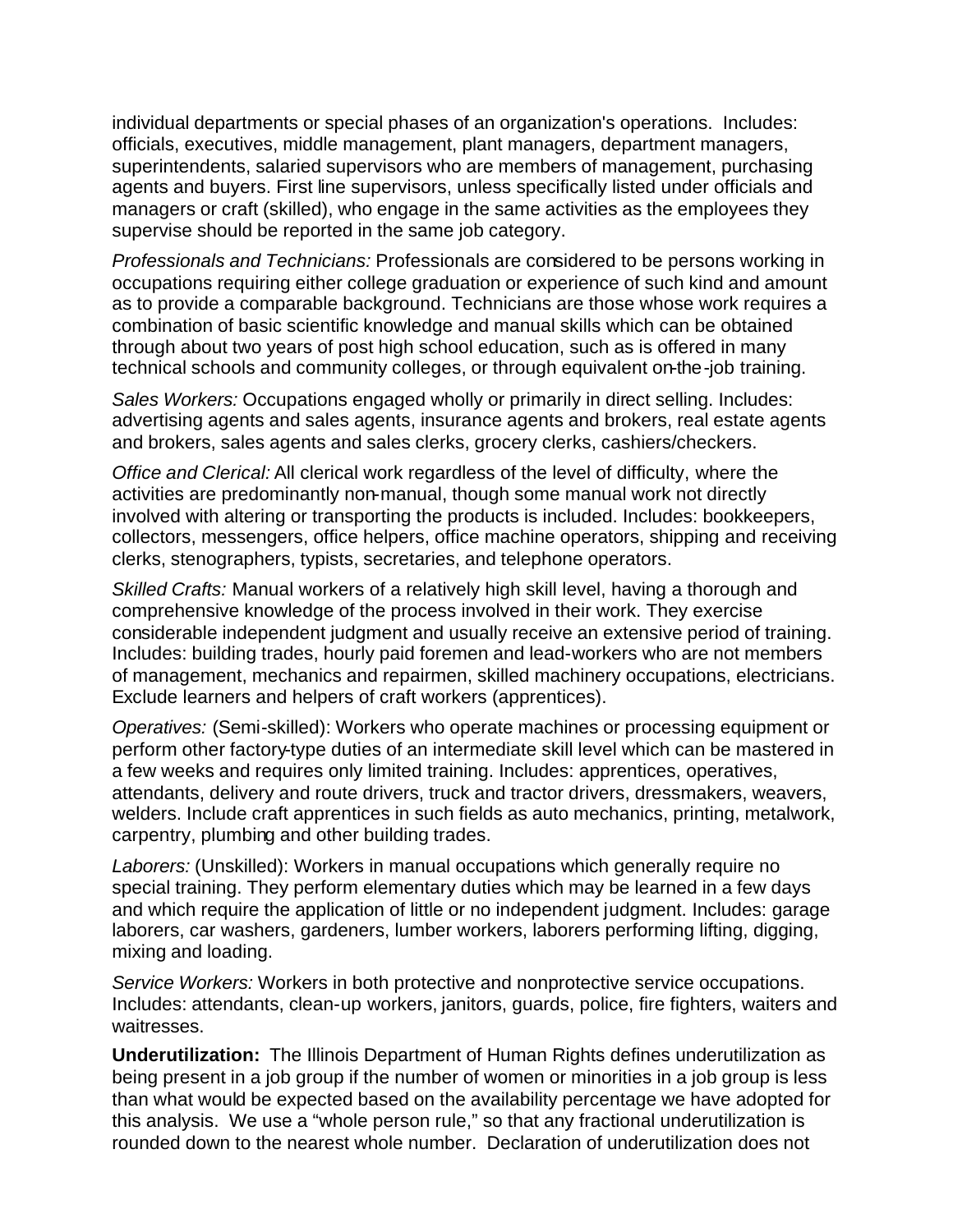individual departments or special phases of an organization's operations. Includes: officials, executives, middle management, plant managers, department managers, superintendents, salaried supervisors who are members of management, purchasing agents and buyers. First line supervisors, unless specifically listed under officials and managers or craft (skilled), who engage in the same activities as the employees they supervise should be reported in the same job category.

*Professionals and Technicians:* Professionals are considered to be persons working in occupations requiring either college graduation or experience of such kind and amount as to provide a comparable background. Technicians are those whose work requires a combination of basic scientific knowledge and manual skills which can be obtained through about two years of post high school education, such as is offered in many technical schools and community colleges, or through equivalent on-the-job training.

*Sales Workers:* Occupations engaged wholly or primarily in direct selling. Includes: advertising agents and sales agents, insurance agents and brokers, real estate agents and brokers, sales agents and sales clerks, grocery clerks, cashiers/checkers.

*Office and Clerical:* All clerical work regardless of the level of difficulty, where the activities are predominantly non-manual, though some manual work not directly involved with altering or transporting the products is included. Includes: bookkeepers, collectors, messengers, office helpers, office machine operators, shipping and receiving clerks, stenographers, typists, secretaries, and telephone operators.

*Skilled Crafts:* Manual workers of a relatively high skill level, having a thorough and comprehensive knowledge of the process involved in their work. They exercise considerable independent judgment and usually receive an extensive period of training. Includes: building trades, hourly paid foremen and lead-workers who are not members of management, mechanics and repairmen, skilled machinery occupations, electricians. Exclude learners and helpers of craft workers (apprentices).

*Operatives:* (Semi-skilled): Workers who operate machines or processing equipment or perform other factory-type duties of an intermediate skill level which can be mastered in a few weeks and requires only limited training. Includes: apprentices, operatives, attendants, delivery and route drivers, truck and tractor drivers, dressmakers, weavers, welders. Include craft apprentices in such fields as auto mechanics, printing, metalwork, carpentry, plumbing and other building trades.

*Laborers:* (Unskilled): Workers in manual occupations which generally require no special training. They perform elementary duties which may be learned in a few days and which require the application of little or no independent judgment. Includes: garage laborers, car washers, gardeners, lumber workers, laborers performing lifting, digging, mixing and loading.

*Service Workers:* Workers in both protective and nonprotective service occupations. Includes: attendants, clean-up workers, janitors, guards, police, fire fighters, waiters and waitresses.

**Underutilization:** The Illinois Department of Human Rights defines underutilization as being present in a job group if the number of women or minorities in a job group is less than what would be expected based on the availability percentage we have adopted for this analysis. We use a "whole person rule," so that any fractional underutilization is rounded down to the nearest whole number. Declaration of underutilization does not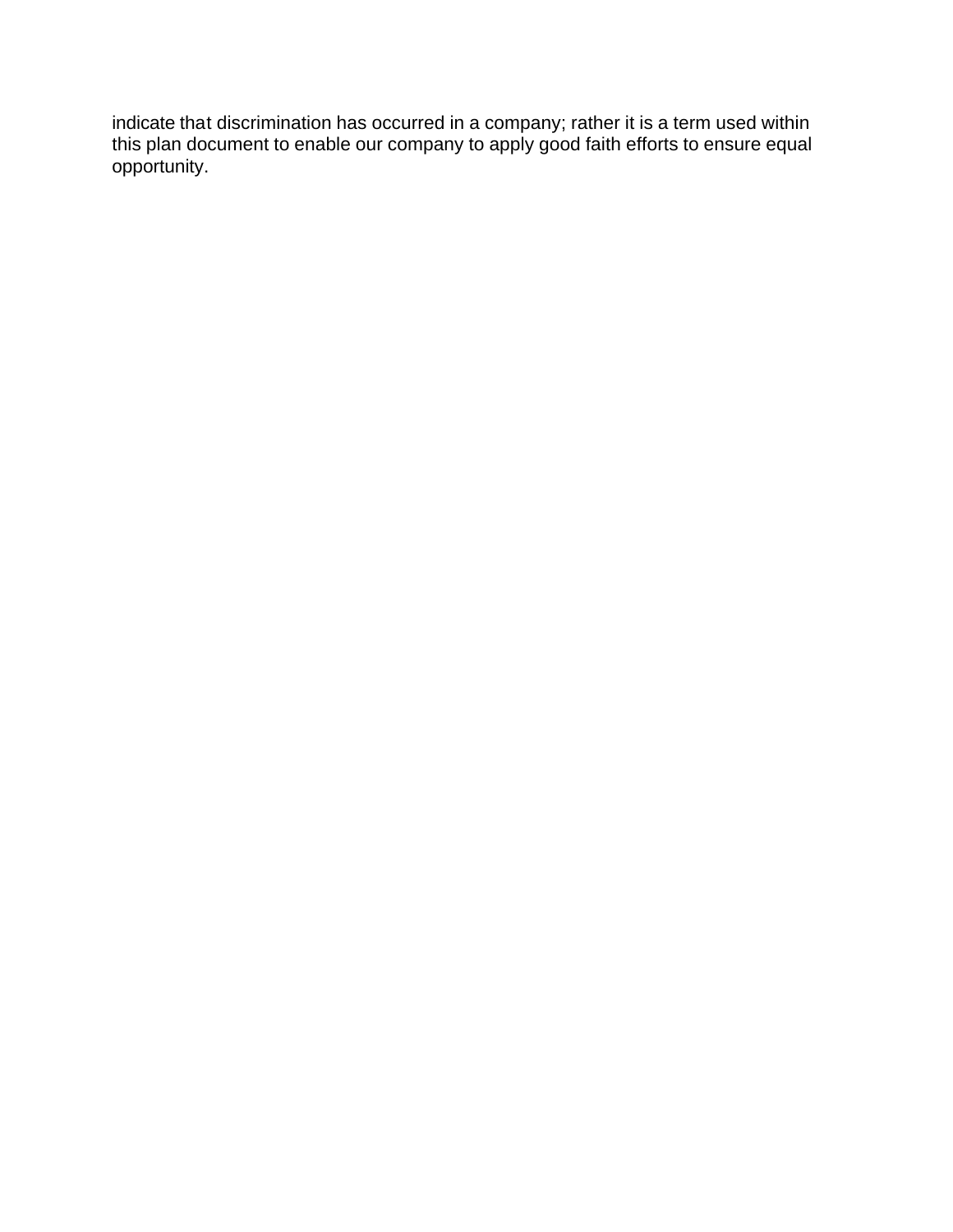indicate that discrimination has occurred in a company; rather it is a term used within this plan document to enable our company to apply good faith efforts to ensure equal opportunity.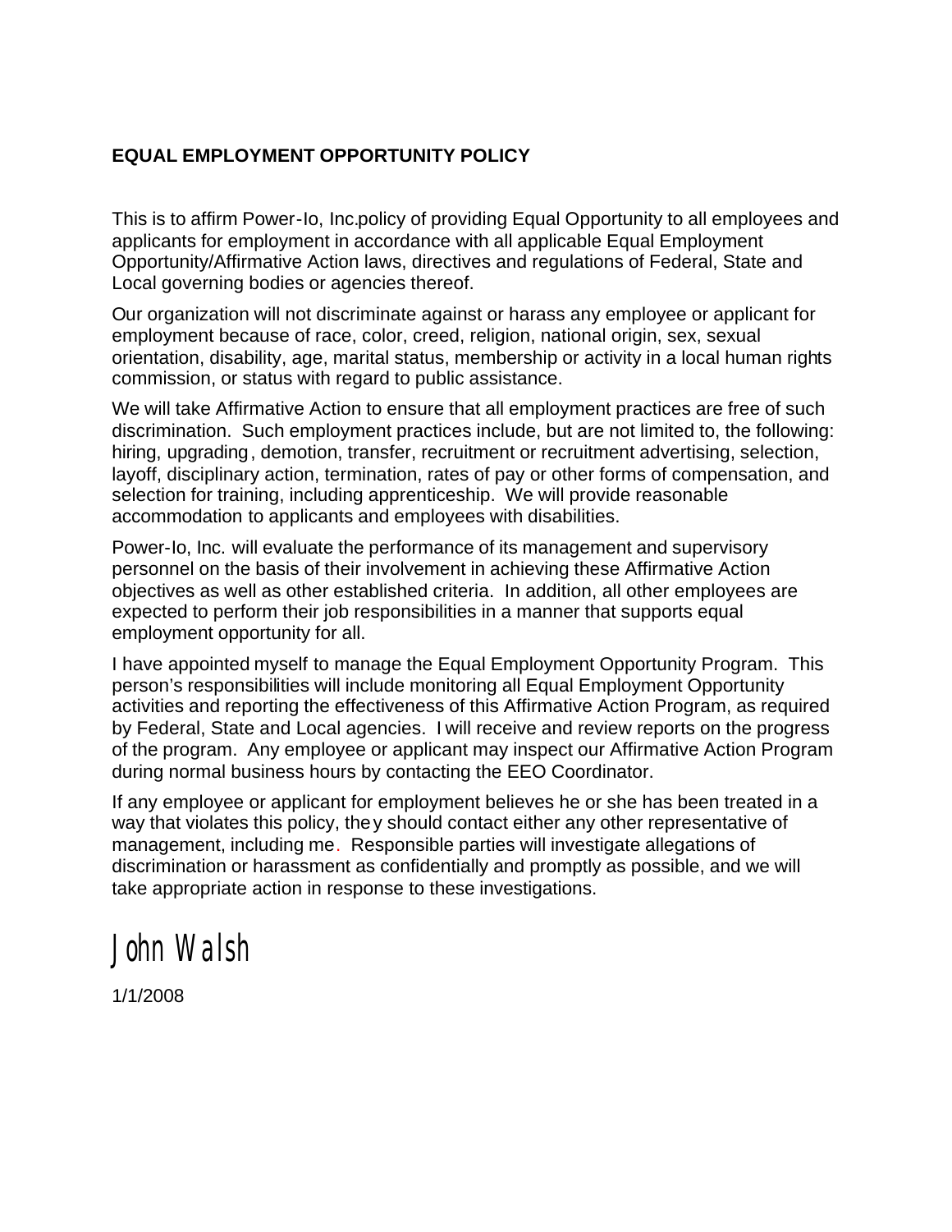**EQUAL EMPLOYMENT OPPORTUNITY POLICY**

This is to affirm Power-Io, Inc.policy of providing Equal Opportunity to all employees and applicants for employment in accordance with all applicable Equal Employment Opportunity/Affirmative Action laws, directives and regulations of Federal, State and Local governing bodies or agencies thereof.

Our organization will not discriminate against or harass any employee or applicant for employment because of race, color, creed, religion, national origin, sex, sexual orientation, disability, age, marital status, membership or activity in a local human rights commission, or status with regard to public assistance.

We will take Affirmative Action to ensure that all employment practices are free of such discrimination. Such employment practices include, but are not limited to, the following: hiring, upgrading, demotion, transfer, recruitment or recruitment advertising, selection, layoff, disciplinary action, termination, rates of pay or other forms of compensation, and selection for training, including apprenticeship. We will provide reasonable accommodation to applicants and employees with disabilities.

Power-Io, Inc. will evaluate the performance of its management and supervisory personnel on the basis of their involvement in achieving these Affirmative Action objectives as well as other established criteria. In addition, all other employees are expected to perform their job responsibilities in a manner that supports equal employment opportunity for all.

I have appointed myself to manage the Equal Employment Opportunity Program. This person's responsibilities will include monitoring all Equal Employment Opportunity activities and reporting the effectiveness of this Affirmative Action Program, as required by Federal, State and Local agencies. I will receive and review reports on the progress of the program. Any employee or applicant may inspect our Affirmative Action Program during normal business hours by contacting the EEO Coordinator.

If any employee or applicant for employment believes he or she has been treated in a way that violates this policy, they should contact either any other representative of management, including me. Responsible parties will investigate allegations of discrimination or harassment as confidentially and promptly as possible, and we will take appropriate action in response to these investigations.

John Walsh

1/1/2008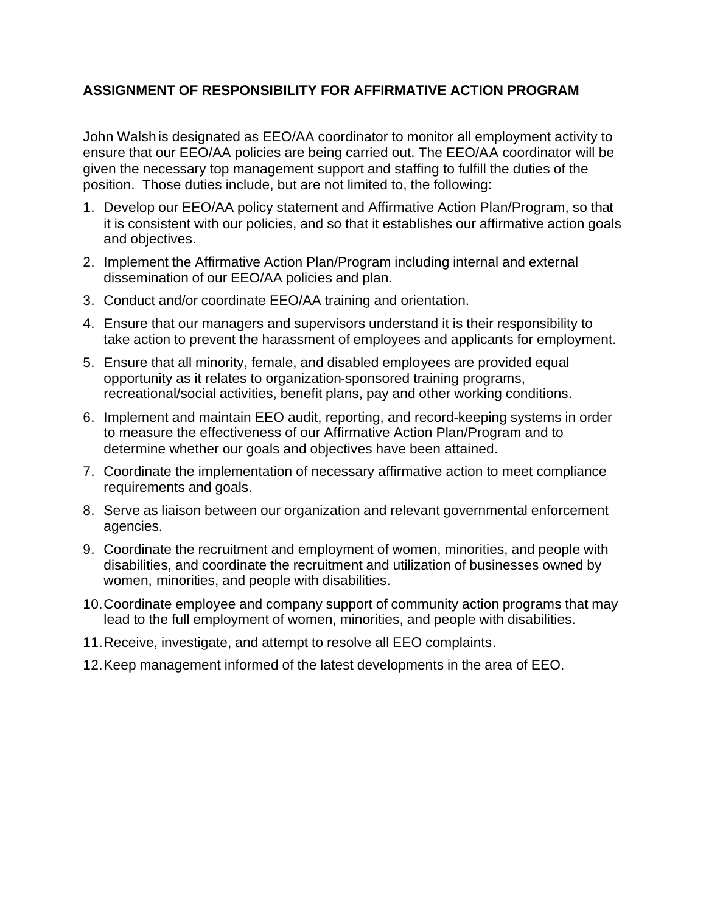## ASSIGNMENT OF RESPONSIBILITY FOR AFFIRMATIVE ACTION PROGRAM

John Walsh is designated as EEO/AA coordinator to monitor all employment activity to ensure that our EEO/AA policies are being carried out. The EEO/AA coordinator will be given the necessary top management support and staffing to fulfill the duties of the position. Those duties include, but are not limited to, the following:

1. Develop our EEO/AA policy statement and Affirmative Action Plan/Program, so that it is consistent with our policies, and so that it establishes our affirmative action goals and objectives.
2. Implement the Affirmative Action Plan/Program including internal and external dissemination of our EEO/AA policies and plan.
3. Conduct and/or coordinate EEO/AA training and orientation.
4. Ensure that our managers and supervisors understand it is their responsibility to take action to prevent the harassment of employees and applicants for employment.
5. Ensure that all minority, female, and disabled employees are provided equal opportunity as it relates to organization-sponsored training programs, recreational/social activities, benefit plans, pay and other working conditions.
6. Implement and maintain EEO audit, reporting, and record-keeping systems in order to measure the effectiveness of our Affirmative Action Plan/Program and to determine whether our goals and objectives have been attained.
7. Coordinate the implementation of necessary affirmative action to meet compliance requirements and goals.
8. Serve as liaison between our organization and relevant governmental enforcement agencies.
9. Coordinate the recruitment and employment of women, minorities, and people with disabilities, and coordinate the recruitment and utilization of businesses owned by women, minorities, and people with disabilities.
10. Coordinate employee and company support of community action programs that may lead to the full employment of women, minorities, and people with disabilities.
11. Receive, investigate, and attempt to resolve all EEO complaints.
12. Keep management informed of the latest developments in the area of EEO.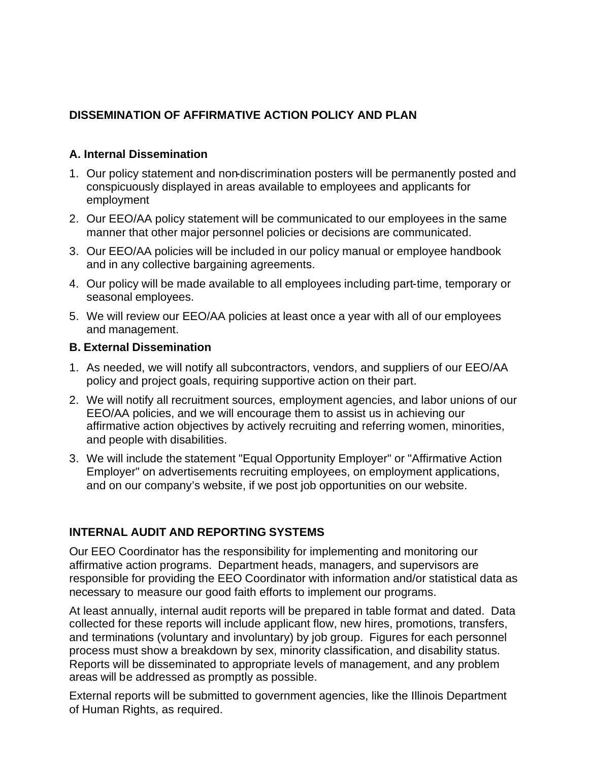## DISSEMINATION OF AFFIRMATIVE ACTION POLICY AND PLAN

### A. Internal Dissemination

1. Our policy statement and non-discrimination posters will be permanently posted and conspicuously displayed in areas available to employees and applicants for employment
2. Our EEO/AA policy statement will be communicated to our employees in the same manner that other major personnel policies or decisions are communicated.
3. Our EEO/AA policies will be included in our policy manual or employee handbook and in any collective bargaining agreements.
4. Our policy will be made available to all employees including part-time, temporary or seasonal employees.
5. We will review our EEO/AA policies at least once a year with all of our employees and management.

### B. External Dissemination

1. As needed, we will notify all subcontractors, vendors, and suppliers of our EEO/AA policy and project goals, requiring supportive action on their part.
2. We will notify all recruitment sources, employment agencies, and labor unions of our EEO/AA policies, and we will encourage them to assist us in achieving our affirmative action objectives by actively recruiting and referring women, minorities, and people with disabilities.
3. We will include the statement "Equal Opportunity Employer" or "Affirmative Action Employer" on advertisements recruiting employees, on employment applications, and on our company's website, if we post job opportunities on our website.

## INTERNAL AUDIT AND REPORTING SYSTEMS

Our EEO Coordinator has the responsibility for implementing and monitoring our affirmative action programs. Department heads, managers, and supervisors are responsible for providing the EEO Coordinator with information and/or statistical data as necessary to measure our good faith efforts to implement our programs.

At least annually, internal audit reports will be prepared in table format and dated. Data collected for these reports will include applicant flow, new hires, promotions, transfers, and terminations (voluntary and involuntary) by job group. Figures for each personnel process must show a breakdown by sex, minority classification, and disability status. Reports will be disseminated to appropriate levels of management, and any problem areas will be addressed as promptly as possible.

External reports will be submitted to government agencies, like the Illinois Department of Human Rights, as required.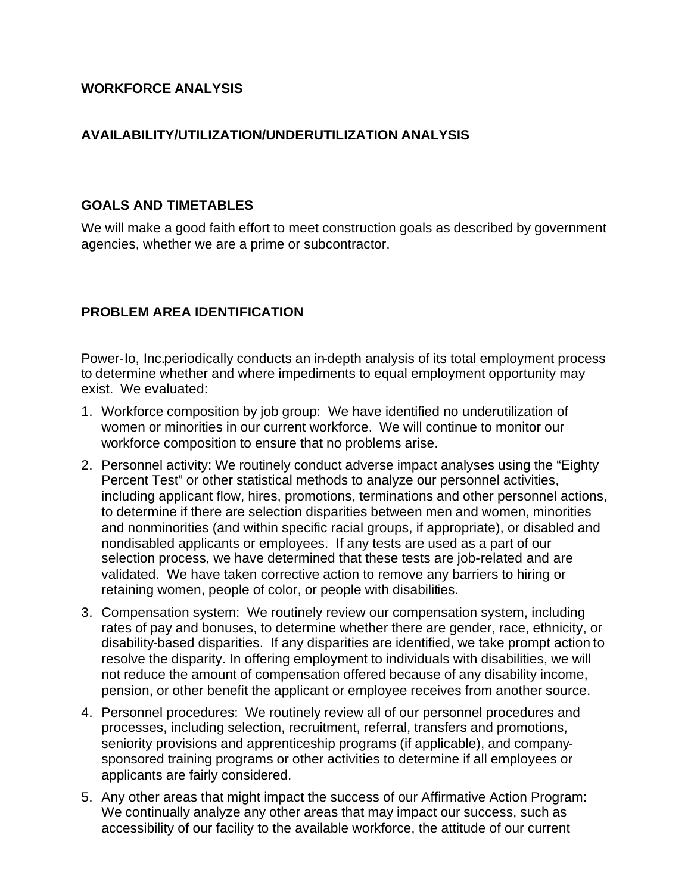**WORKFORCE ANALYSIS**

**AVAILABILITY/UTILIZATION/UNDERUTILIZATION ANALYSIS**

**GOALS AND TIMETABLES**

We will make a good faith effort to meet construction goals as described by government agencies, whether we are a prime or subcontractor.

**PROBLEM AREA IDENTIFICATION**

Power-Io, Inc.periodically conducts an in-depth analysis of its total employment process to determine whether and where impediments to equal employment opportunity may exist. We evaluated:

1. Workforce composition by job group: We have identified no underutilization of women or minorities in our current workforce. We will continue to monitor our workforce composition to ensure that no problems arise.
2. Personnel activity: We routinely conduct adverse impact analyses using the "Eighty Percent Test" or other statistical methods to analyze our personnel activities, including applicant flow, hires, promotions, terminations and other personnel actions, to determine if there are selection disparities between men and women, minorities and nonminorities (and within specific racial groups, if appropriate), or disabled and nondisabled applicants or employees. If any tests are used as a part of our selection process, we have determined that these tests are job-related and are validated. We have taken corrective action to remove any barriers to hiring or retaining women, people of color, or people with disabilities.
3. Compensation system: We routinely review our compensation system, including rates of pay and bonuses, to determine whether there are gender, race, ethnicity, or disability-based disparities. If any disparities are identified, we take prompt action to resolve the disparity. In offering employment to individuals with disabilities, we will not reduce the amount of compensation offered because of any disability income, pension, or other benefit the applicant or employee receives from another source.
4. Personnel procedures: We routinely review all of our personnel procedures and processes, including selection, recruitment, referral, transfers and promotions, seniority provisions and apprenticeship programs (if applicable), and company-sponsored training programs or other activities to determine if all employees or applicants are fairly considered.
5. Any other areas that might impact the success of our Affirmative Action Program: We continually analyze any other areas that may impact our success, such as accessibility of our facility to the available workforce, the attitude of our current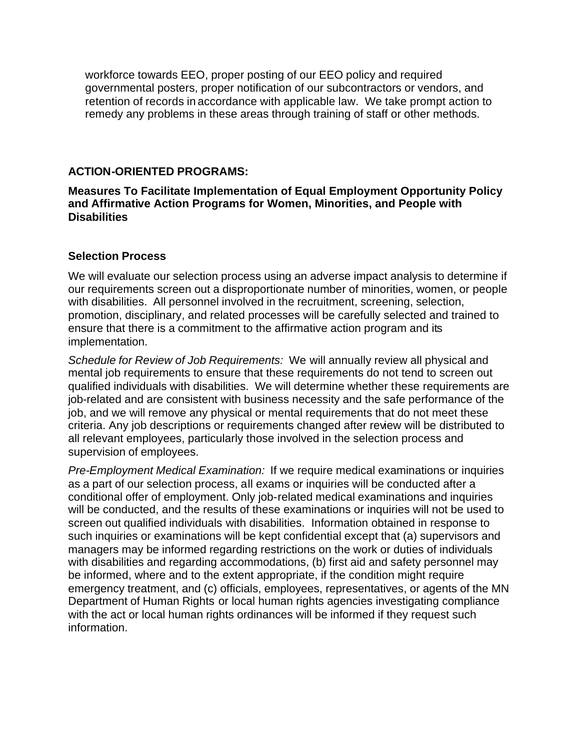workforce towards EEO, proper posting of our EEO policy and required governmental posters, proper notification of our subcontractors or vendors, and retention of records in accordance with applicable law. We take prompt action to remedy any problems in these areas through training of staff or other methods.

## ACTION-ORIENTED PROGRAMS:

### Measures To Facilitate Implementation of Equal Employment Opportunity Policy and Affirmative Action Programs for Women, Minorities, and People with Disabilities

### Selection Process

We will evaluate our selection process using an adverse impact analysis to determine if our requirements screen out a disproportionate number of minorities, women, or people with disabilities. All personnel involved in the recruitment, screening, selection, promotion, disciplinary, and related processes will be carefully selected and trained to ensure that there is a commitment to the affirmative action program and its implementation.

*Schedule for Review of Job Requirements:* We will annually review all physical and mental job requirements to ensure that these requirements do not tend to screen out qualified individuals with disabilities. We will determine whether these requirements are job-related and are consistent with business necessity and the safe performance of the job, and we will remove any physical or mental requirements that do not meet these criteria. Any job descriptions or requirements changed after review will be distributed to all relevant employees, particularly those involved in the selection process and supervision of employees.

*Pre-Employment Medical Examination:* If we require medical examinations or inquiries as a part of our selection process, all exams or inquiries will be conducted after a conditional offer of employment. Only job-related medical examinations and inquiries will be conducted, and the results of these examinations or inquiries will not be used to screen out qualified individuals with disabilities. Information obtained in response to such inquiries or examinations will be kept confidential except that (a) supervisors and managers may be informed regarding restrictions on the work or duties of individuals with disabilities and regarding accommodations, (b) first aid and safety personnel may be informed, where and to the extent appropriate, if the condition might require emergency treatment, and (c) officials, employees, representatives, or agents of the MN Department of Human Rights or local human rights agencies investigating compliance with the act or local human rights ordinances will be informed if they request such information.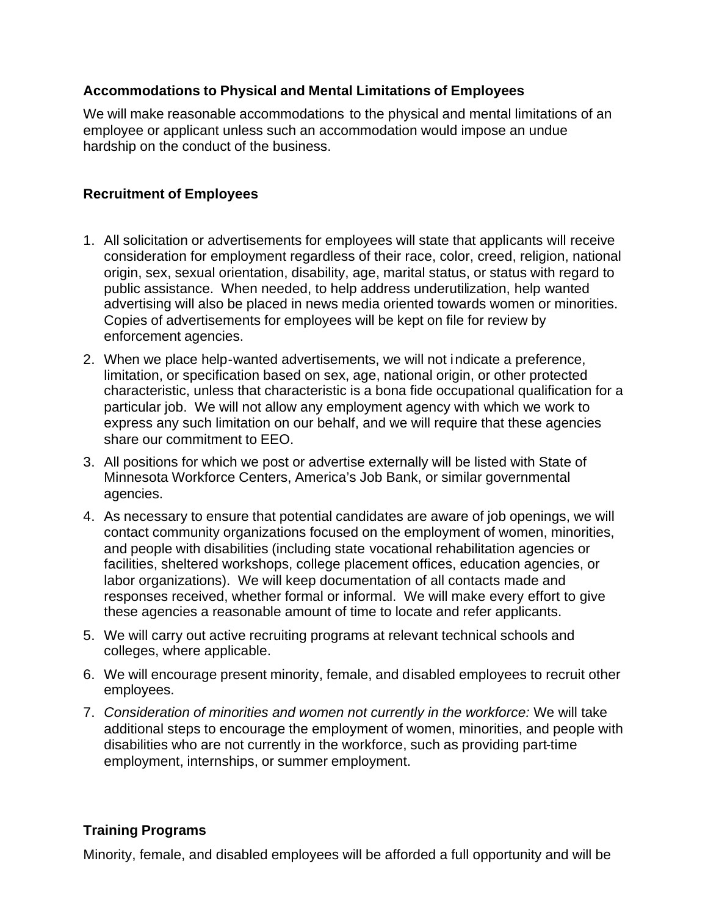### Accommodations to Physical and Mental Limitations of Employees

We will make reasonable accommodations to the physical and mental limitations of an employee or applicant unless such an accommodation would impose an undue hardship on the conduct of the business.

### Recruitment of Employees

1. All solicitation or advertisements for employees will state that applicants will receive consideration for employment regardless of their race, color, creed, religion, national origin, sex, sexual orientation, disability, age, marital status, or status with regard to public assistance. When needed, to help address underutilization, help wanted advertising will also be placed in news media oriented towards women or minorities. Copies of advertisements for employees will be kept on file for review by enforcement agencies.
2. When we place help-wanted advertisements, we will not indicate a preference, limitation, or specification based on sex, age, national origin, or other protected characteristic, unless that characteristic is a bona fide occupational qualification for a particular job. We will not allow any employment agency with which we work to express any such limitation on our behalf, and we will require that these agencies share our commitment to EEO.
3. All positions for which we post or advertise externally will be listed with State of Minnesota Workforce Centers, America's Job Bank, or similar governmental agencies.
4. As necessary to ensure that potential candidates are aware of job openings, we will contact community organizations focused on the employment of women, minorities, and people with disabilities (including state vocational rehabilitation agencies or facilities, sheltered workshops, college placement offices, education agencies, or labor organizations). We will keep documentation of all contacts made and responses received, whether formal or informal. We will make every effort to give these agencies a reasonable amount of time to locate and refer applicants.
5. We will carry out active recruiting programs at relevant technical schools and colleges, where applicable.
6. We will encourage present minority, female, and disabled employees to recruit other employees.
7. *Consideration of minorities and women not currently in the workforce:* We will take additional steps to encourage the employment of women, minorities, and people with disabilities who are not currently in the workforce, such as providing part-time employment, internships, or summer employment.

### Training Programs

Minority, female, and disabled employees will be afforded a full opportunity and will be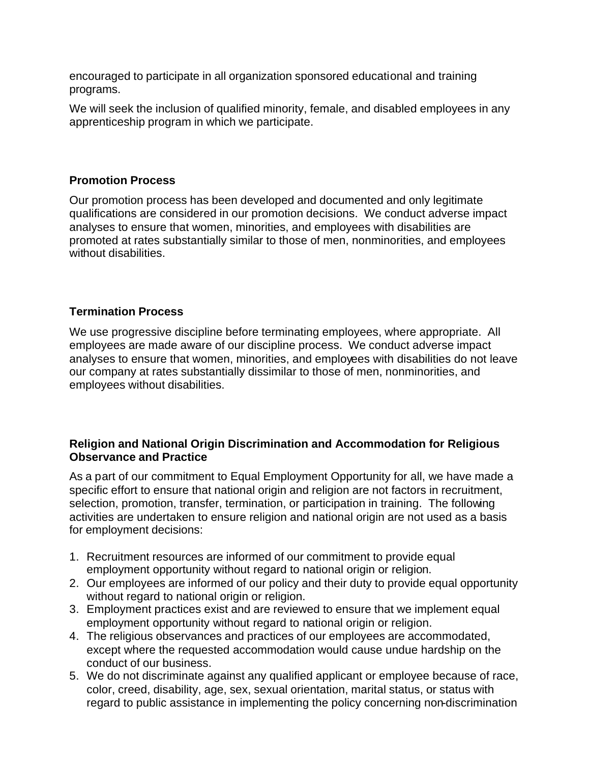encouraged to participate in all organization sponsored educational and training programs.

We will seek the inclusion of qualified minority, female, and disabled employees in any apprenticeship program in which we participate.

**Promotion Process**

Our promotion process has been developed and documented and only legitimate qualifications are considered in our promotion decisions. We conduct adverse impact analyses to ensure that women, minorities, and employees with disabilities are promoted at rates substantially similar to those of men, nonminorities, and employees without disabilities.

**Termination Process**

We use progressive discipline before terminating employees, where appropriate. All employees are made aware of our discipline process. We conduct adverse impact analyses to ensure that women, minorities, and employees with disabilities do not leave our company at rates substantially dissimilar to those of men, nonminorities, and employees without disabilities.

**Religion and National Origin Discrimination and Accommodation for Religious Observance and Practice**

As a part of our commitment to Equal Employment Opportunity for all, we have made a specific effort to ensure that national origin and religion are not factors in recruitment, selection, promotion, transfer, termination, or participation in training. The following activities are undertaken to ensure religion and national origin are not used as a basis for employment decisions:

1. Recruitment resources are informed of our commitment to provide equal employment opportunity without regard to national origin or religion.
2. Our employees are informed of our policy and their duty to provide equal opportunity without regard to national origin or religion.
3. Employment practices exist and are reviewed to ensure that we implement equal employment opportunity without regard to national origin or religion.
4. The religious observances and practices of our employees are accommodated, except where the requested accommodation would cause undue hardship on the conduct of our business.
5. We do not discriminate against any qualified applicant or employee because of race, color, creed, disability, age, sex, sexual orientation, marital status, or status with regard to public assistance in implementing the policy concerning non-discrimination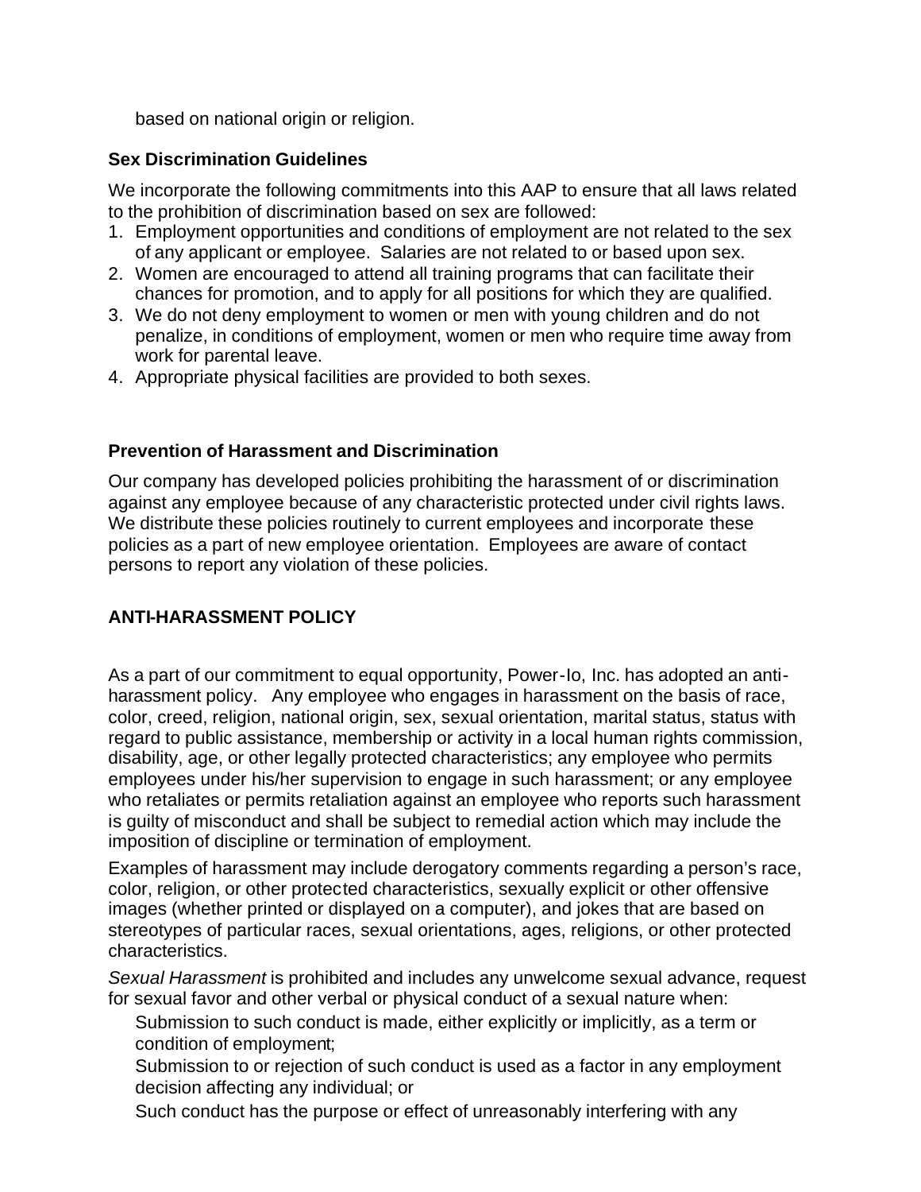based on national origin or religion.

**Sex Discrimination Guidelines**

We incorporate the following commitments into this AAP to ensure that all laws related to the prohibition of discrimination based on sex are followed:

1. Employment opportunities and conditions of employment are not related to the sex of any applicant or employee. Salaries are not related to or based upon sex.
2. Women are encouraged to attend all training programs that can facilitate their chances for promotion, and to apply for all positions for which they are qualified.
3. We do not deny employment to women or men with young children and do not penalize, in conditions of employment, women or men who require time away from work for parental leave.
4. Appropriate physical facilities are provided to both sexes.

**Prevention of Harassment and Discrimination**

Our company has developed policies prohibiting the harassment of or discrimination against any employee because of any characteristic protected under civil rights laws. We distribute these policies routinely to current employees and incorporate these policies as a part of new employee orientation. Employees are aware of contact persons to report any violation of these policies.

**ANTI-HARASSMENT POLICY**

As a part of our commitment to equal opportunity, Power-Io, Inc. has adopted an anti-harassment policy. Any employee who engages in harassment on the basis of race, color, creed, religion, national origin, sex, sexual orientation, marital status, status with regard to public assistance, membership or activity in a local human rights commission, disability, age, or other legally protected characteristics; any employee who permits employees under his/her supervision to engage in such harassment; or any employee who retaliates or permits retaliation against an employee who reports such harassment is guilty of misconduct and shall be subject to remedial action which may include the imposition of discipline or termination of employment.

Examples of harassment may include derogatory comments regarding a person's race, color, religion, or other protected characteristics, sexually explicit or other offensive images (whether printed or displayed on a computer), and jokes that are based on stereotypes of particular races, sexual orientations, ages, religions, or other protected characteristics.

*Sexual Harassment* is prohibited and includes any unwelcome sexual advance, request for sexual favor and other verbal or physical conduct of a sexual nature when:

Submission to such conduct is made, either explicitly or implicitly, as a term or condition of employment;

Submission to or rejection of such conduct is used as a factor in any employment decision affecting any individual; or

Such conduct has the purpose or effect of unreasonably interfering with any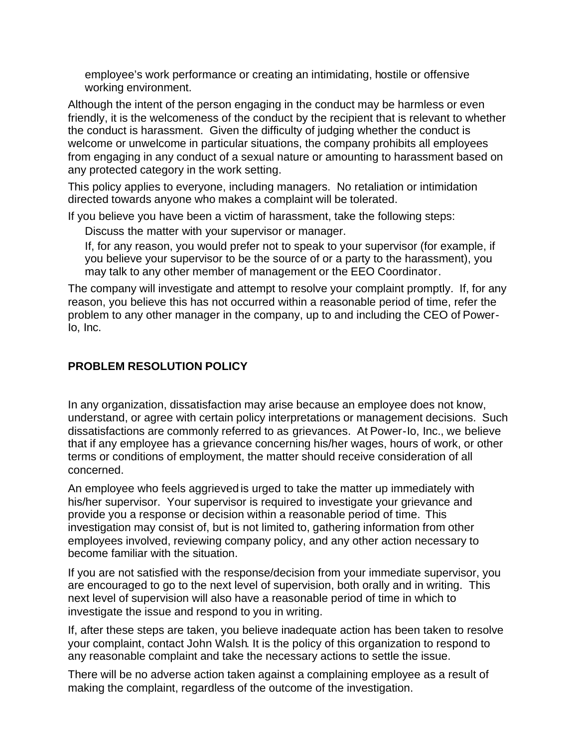employee's work performance or creating an intimidating, hostile or offensive working environment.

Although the intent of the person engaging in the conduct may be harmless or even friendly, it is the welcomeness of the conduct by the recipient that is relevant to whether the conduct is harassment. Given the difficulty of judging whether the conduct is welcome or unwelcome in particular situations, the company prohibits all employees from engaging in any conduct of a sexual nature or amounting to harassment based on any protected category in the work setting.

This policy applies to everyone, including managers. No retaliation or intimidation directed towards anyone who makes a complaint will be tolerated.

If you believe you have been a victim of harassment, take the following steps:

Discuss the matter with your supervisor or manager.

If, for any reason, you would prefer not to speak to your supervisor (for example, if you believe your supervisor to be the source of or a party to the harassment), you may talk to any other member of management or the EEO Coordinator.

The company will investigate and attempt to resolve your complaint promptly. If, for any reason, you believe this has not occurred within a reasonable period of time, refer the problem to any other manager in the company, up to and including the CEO of Power-Io, Inc.

## PROBLEM RESOLUTION POLICY

In any organization, dissatisfaction may arise because an employee does not know, understand, or agree with certain policy interpretations or management decisions. Such dissatisfactions are commonly referred to as grievances. At Power-Io, Inc., we believe that if any employee has a grievance concerning his/her wages, hours of work, or other terms or conditions of employment, the matter should receive consideration of all concerned.

An employee who feels aggrieved is urged to take the matter up immediately with his/her supervisor. Your supervisor is required to investigate your grievance and provide you a response or decision within a reasonable period of time. This investigation may consist of, but is not limited to, gathering information from other employees involved, reviewing company policy, and any other action necessary to become familiar with the situation.

If you are not satisfied with the response/decision from your immediate supervisor, you are encouraged to go to the next level of supervision, both orally and in writing. This next level of supervision will also have a reasonable period of time in which to investigate the issue and respond to you in writing.

If, after these steps are taken, you believe inadequate action has been taken to resolve your complaint, contact John Walsh. It is the policy of this organization to respond to any reasonable complaint and take the necessary actions to settle the issue.

There will be no adverse action taken against a complaining employee as a result of making the complaint, regardless of the outcome of the investigation.